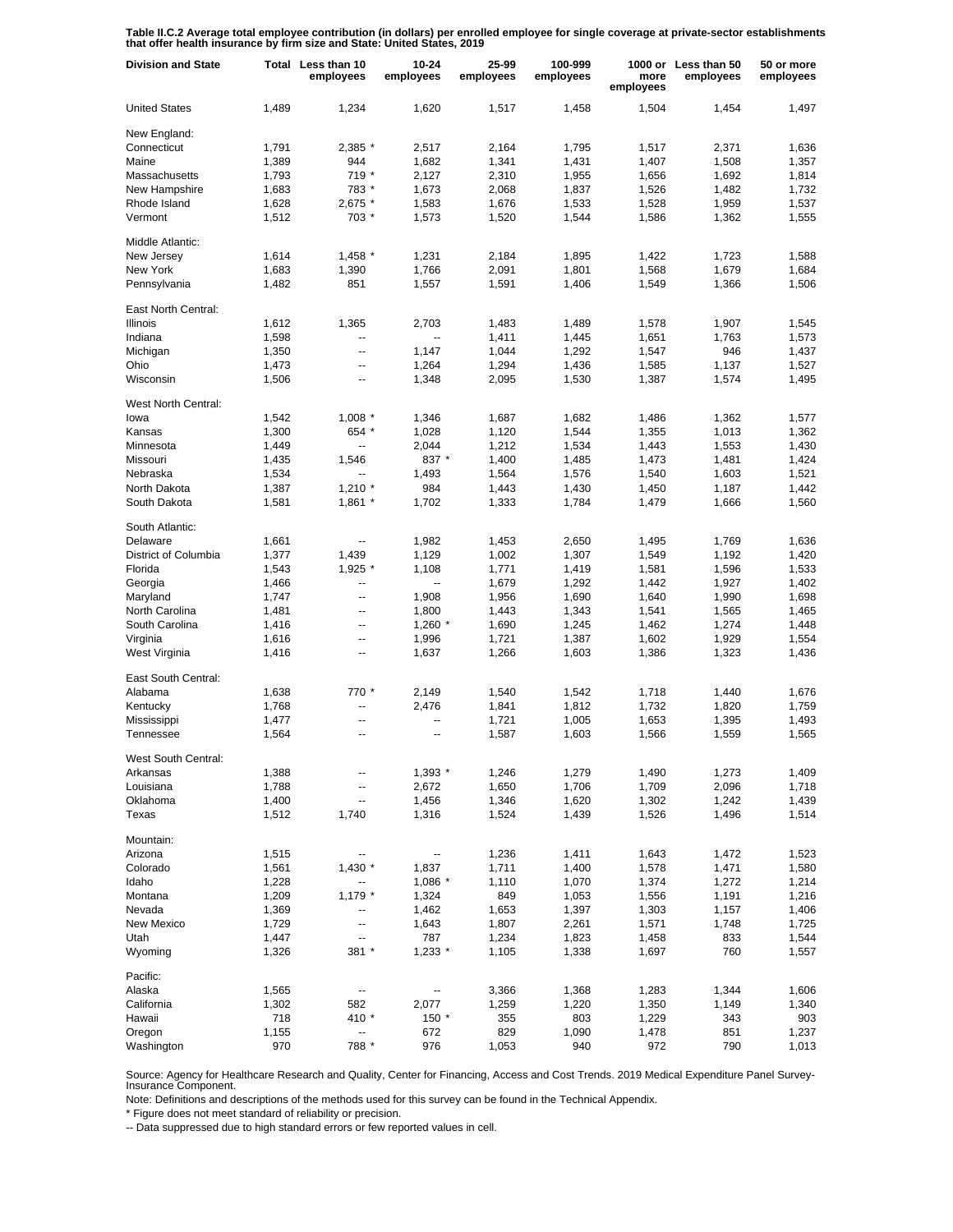**Table II.C.2 Average total employee contribution (in dollars) per enrolled employee for single coverage at private-sector establishments that offer health insurance by firm size and State: United States, 2019**

| Division and State | Total | Less than 10 employees | 10-24 employees | 25-99 employees | 100-999 employees | 1000 or more employees | Less than 50 employees | 50 or more employees |
|---|---|---|---|---|---|---|---|---|
| United States | 1,489 | 1,234 | 1,620 | 1,517 | 1,458 | 1,504 | 1,454 | 1,497 |
| New England: | | | | | | | | |
| Connecticut | 1,791 | 2,385 * | 2,517 | 2,164 | 1,795 | 1,517 | 2,371 | 1,636 |
| Maine | 1,389 | 944 | 1,682 | 1,341 | 1,431 | 1,407 | 1,508 | 1,357 |
| Massachusetts | 1,793 | 719 * | 2,127 | 2,310 | 1,955 | 1,656 | 1,692 | 1,814 |
| New Hampshire | 1,683 | 783 * | 1,673 | 2,068 | 1,837 | 1,526 | 1,482 | 1,732 |
| Rhode Island | 1,628 | 2,675 * | 1,583 | 1,676 | 1,533 | 1,528 | 1,959 | 1,537 |
| Vermont | 1,512 | 703 * | 1,573 | 1,520 | 1,544 | 1,586 | 1,362 | 1,555 |
| Middle Atlantic: | | | | | | | | |
| New Jersey | 1,614 | 1,458 * | 1,231 | 2,184 | 1,895 | 1,422 | 1,723 | 1,588 |
| New York | 1,683 | 1,390 | 1,766 | 2,091 | 1,801 | 1,568 | 1,679 | 1,684 |
| Pennsylvania | 1,482 | 851 | 1,557 | 1,591 | 1,406 | 1,549 | 1,366 | 1,506 |
| East North Central: | | | | | | | | |
| Illinois | 1,612 | 1,365 | 2,703 | 1,483 | 1,489 | 1,578 | 1,907 | 1,545 |
| Indiana | 1,598 | -- | -- | 1,411 | 1,445 | 1,651 | 1,763 | 1,573 |
| Michigan | 1,350 | -- | 1,147 | 1,044 | 1,292 | 1,547 | 946 | 1,437 |
| Ohio | 1,473 | -- | 1,264 | 1,294 | 1,436 | 1,585 | 1,137 | 1,527 |
| Wisconsin | 1,506 | -- | 1,348 | 2,095 | 1,530 | 1,387 | 1,574 | 1,495 |
| West North Central: | | | | | | | | |
| Iowa | 1,542 | 1,008 * | 1,346 | 1,687 | 1,682 | 1,486 | 1,362 | 1,577 |
| Kansas | 1,300 | 654 * | 1,028 | 1,120 | 1,544 | 1,355 | 1,013 | 1,362 |
| Minnesota | 1,449 | -- | 2,044 | 1,212 | 1,534 | 1,443 | 1,553 | 1,430 |
| Missouri | 1,435 | 1,546 | 837 * | 1,400 | 1,485 | 1,473 | 1,481 | 1,424 |
| Nebraska | 1,534 | -- | 1,493 | 1,564 | 1,576 | 1,540 | 1,603 | 1,521 |
| North Dakota | 1,387 | 1,210 * | 984 | 1,443 | 1,430 | 1,450 | 1,187 | 1,442 |
| South Dakota | 1,581 | 1,861 * | 1,702 | 1,333 | 1,784 | 1,479 | 1,666 | 1,560 |
| South Atlantic: | | | | | | | | |
| Delaware | 1,661 | -- | 1,982 | 1,453 | 2,650 | 1,495 | 1,769 | 1,636 |
| District of Columbia | 1,377 | 1,439 | 1,129 | 1,002 | 1,307 | 1,549 | 1,192 | 1,420 |
| Florida | 1,543 | 1,925 * | 1,108 | 1,771 | 1,419 | 1,581 | 1,596 | 1,533 |
| Georgia | 1,466 | -- | -- | 1,679 | 1,292 | 1,442 | 1,927 | 1,402 |
| Maryland | 1,747 | -- | 1,908 | 1,956 | 1,690 | 1,640 | 1,990 | 1,698 |
| North Carolina | 1,481 | -- | 1,800 | 1,443 | 1,343 | 1,541 | 1,565 | 1,465 |
| South Carolina | 1,416 | -- | 1,260 * | 1,690 | 1,245 | 1,462 | 1,274 | 1,448 |
| Virginia | 1,616 | -- | 1,996 | 1,721 | 1,387 | 1,602 | 1,929 | 1,554 |
| West Virginia | 1,416 | -- | 1,637 | 1,266 | 1,603 | 1,386 | 1,323 | 1,436 |
| East South Central: | | | | | | | | |
| Alabama | 1,638 | 770 * | 2,149 | 1,540 | 1,542 | 1,718 | 1,440 | 1,676 |
| Kentucky | 1,768 | -- | 2,476 | 1,841 | 1,812 | 1,732 | 1,820 | 1,759 |
| Mississippi | 1,477 | -- | -- | 1,721 | 1,005 | 1,653 | 1,395 | 1,493 |
| Tennessee | 1,564 | -- | -- | 1,587 | 1,603 | 1,566 | 1,559 | 1,565 |
| West South Central: | | | | | | | | |
| Arkansas | 1,388 | -- | 1,393 * | 1,246 | 1,279 | 1,490 | 1,273 | 1,409 |
| Louisiana | 1,788 | -- | 2,672 | 1,650 | 1,706 | 1,709 | 2,096 | 1,718 |
| Oklahoma | 1,400 | -- | 1,456 | 1,346 | 1,620 | 1,302 | 1,242 | 1,439 |
| Texas | 1,512 | 1,740 | 1,316 | 1,524 | 1,439 | 1,526 | 1,496 | 1,514 |
| Mountain: | | | | | | | | |
| Arizona | 1,515 | -- | -- | 1,236 | 1,411 | 1,643 | 1,472 | 1,523 |
| Colorado | 1,561 | 1,430 * | 1,837 | 1,711 | 1,400 | 1,578 | 1,471 | 1,580 |
| Idaho | 1,228 | -- | 1,086 * | 1,110 | 1,070 | 1,374 | 1,272 | 1,214 |
| Montana | 1,209 | 1,179 * | 1,324 | 849 | 1,053 | 1,556 | 1,191 | 1,216 |
| Nevada | 1,369 | -- | 1,462 | 1,653 | 1,397 | 1,303 | 1,157 | 1,406 |
| New Mexico | 1,729 | -- | 1,643 | 1,807 | 2,261 | 1,571 | 1,748 | 1,725 |
| Utah | 1,447 | -- | 787 | 1,234 | 1,823 | 1,458 | 833 | 1,544 |
| Wyoming | 1,326 | 381 * | 1,233 * | 1,105 | 1,338 | 1,697 | 760 | 1,557 |
| Pacific: | | | | | | | | |
| Alaska | 1,565 | -- | -- | 3,366 | 1,368 | 1,283 | 1,344 | 1,606 |
| California | 1,302 | 582 | 2,077 | 1,259 | 1,220 | 1,350 | 1,149 | 1,340 |
| Hawaii | 718 | 410 * | 150 * | 355 | 803 | 1,229 | 343 | 903 |
| Oregon | 1,155 | -- | 672 | 829 | 1,090 | 1,478 | 851 | 1,237 |
| Washington | 970 | 788 * | 976 | 1,053 | 940 | 972 | 790 | 1,013 |

Source: Agency for Healthcare Research and Quality, Center for Financing, Access and Cost Trends. 2019 Medical Expenditure Panel Survey-Insurance Component.

Note: Definitions and descriptions of the methods used for this survey can be found in the Technical Appendix.

* Figure does not meet standard of reliability or precision.

-- Data suppressed due to high standard errors or few reported values in cell.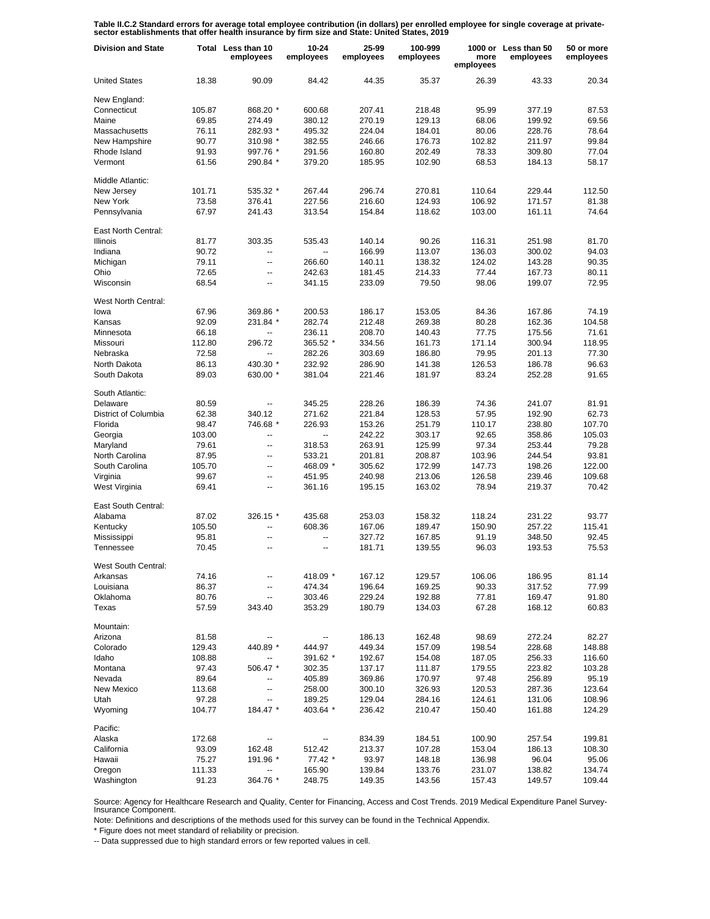**Table II.C.2 Standard errors for average total employee contribution (in dollars) per enrolled employee for single coverage at private-sector establishments that offer health insurance by firm size and State: United States, 2019**

| Division and State | Total | Less than 10 employees | 10-24 employees | 25-99 employees | 100-999 employees | 1000 or more employees | Less than 50 employees | 50 or more employees |
|---|---|---|---|---|---|---|---|---|
| United States | 18.38 | 90.09 | 84.42 | 44.35 | 35.37 | 26.39 | 43.33 | 20.34 |
| New England: | | | | | | | | |
| Connecticut | 105.87 | 868.20 * | 600.68 | 207.41 | 218.48 | 95.99 | 377.19 | 87.53 |
| Maine | 69.85 | 274.49 | 380.12 | 270.19 | 129.13 | 68.06 | 199.92 | 69.56 |
| Massachusetts | 76.11 | 282.93 * | 495.32 | 224.04 | 184.01 | 80.06 | 228.76 | 78.64 |
| New Hampshire | 90.77 | 310.98 * | 382.55 | 246.66 | 176.73 | 102.82 | 211.97 | 99.84 |
| Rhode Island | 91.93 | 997.76 * | 291.56 | 160.80 | 202.49 | 78.33 | 309.80 | 77.04 |
| Vermont | 61.56 | 290.84 * | 379.20 | 185.95 | 102.90 | 68.53 | 184.13 | 58.17 |
| Middle Atlantic: | | | | | | | | |
| New Jersey | 101.71 | 535.32 * | 267.44 | 296.74 | 270.81 | 110.64 | 229.44 | 112.50 |
| New York | 73.58 | 376.41 | 227.56 | 216.60 | 124.93 | 106.92 | 171.57 | 81.38 |
| Pennsylvania | 67.97 | 241.43 | 313.54 | 154.84 | 118.62 | 103.00 | 161.11 | 74.64 |
| East North Central: | | | | | | | | |
| Illinois | 81.77 | 303.35 | 535.43 | 140.14 | 90.26 | 116.31 | 251.98 | 81.70 |
| Indiana | 90.72 | -- | -- | 166.99 | 113.07 | 136.03 | 300.02 | 94.03 |
| Michigan | 79.11 | -- | 266.60 | 140.11 | 138.32 | 124.02 | 143.28 | 90.35 |
| Ohio | 72.65 | -- | 242.63 | 181.45 | 214.33 | 77.44 | 167.73 | 80.11 |
| Wisconsin | 68.54 | -- | 341.15 | 233.09 | 79.50 | 98.06 | 199.07 | 72.95 |
| West North Central: | | | | | | | | |
| Iowa | 67.96 | 369.86 * | 200.53 | 186.17 | 153.05 | 84.36 | 167.86 | 74.19 |
| Kansas | 92.09 | 231.84 * | 282.74 | 212.48 | 269.38 | 80.28 | 162.36 | 104.58 |
| Minnesota | 66.18 | -- | 236.11 | 208.70 | 140.43 | 77.75 | 175.56 | 71.61 |
| Missouri | 112.80 | 296.72 | 365.52 * | 334.56 | 161.73 | 171.14 | 300.94 | 118.95 |
| Nebraska | 72.58 | -- | 282.26 | 303.69 | 186.80 | 79.95 | 201.13 | 77.30 |
| North Dakota | 86.13 | 430.30 * | 232.92 | 286.90 | 141.38 | 126.53 | 186.78 | 96.63 |
| South Dakota | 89.03 | 630.00 * | 381.04 | 221.46 | 181.97 | 83.24 | 252.28 | 91.65 |
| South Atlantic: | | | | | | | | |
| Delaware | 80.59 | -- | 345.25 | 228.26 | 186.39 | 74.36 | 241.07 | 81.91 |
| District of Columbia | 62.38 | 340.12 | 271.62 | 221.84 | 128.53 | 57.95 | 192.90 | 62.73 |
| Florida | 98.47 | 746.68 * | 226.93 | 153.26 | 251.79 | 110.17 | 238.80 | 107.70 |
| Georgia | 103.00 | -- | -- | 242.22 | 303.17 | 92.65 | 358.86 | 105.03 |
| Maryland | 79.61 | -- | 318.53 | 263.91 | 125.99 | 97.34 | 253.44 | 79.28 |
| North Carolina | 87.95 | -- | 533.21 | 201.81 | 208.87 | 103.96 | 244.54 | 93.81 |
| South Carolina | 105.70 | -- | 468.09 * | 305.62 | 172.99 | 147.73 | 198.26 | 122.00 |
| Virginia | 99.67 | -- | 451.95 | 240.98 | 213.06 | 126.58 | 239.46 | 109.68 |
| West Virginia | 69.41 | -- | 361.16 | 195.15 | 163.02 | 78.94 | 219.37 | 70.42 |
| East South Central: | | | | | | | | |
| Alabama | 87.02 | 326.15 * | 435.68 | 253.03 | 158.32 | 118.24 | 231.22 | 93.77 |
| Kentucky | 105.50 | -- | 608.36 | 167.06 | 189.47 | 150.90 | 257.22 | 115.41 |
| Mississippi | 95.81 | -- | -- | 327.72 | 167.85 | 91.19 | 348.50 | 92.45 |
| Tennessee | 70.45 | -- | -- | 181.71 | 139.55 | 96.03 | 193.53 | 75.53 |
| West South Central: | | | | | | | | |
| Arkansas | 74.16 | -- | 418.09 * | 167.12 | 129.57 | 106.06 | 186.95 | 81.14 |
| Louisiana | 86.37 | -- | 474.34 | 196.64 | 169.25 | 90.33 | 317.52 | 77.99 |
| Oklahoma | 80.76 | -- | 303.46 | 229.24 | 192.88 | 77.81 | 169.47 | 91.80 |
| Texas | 57.59 | 343.40 | 353.29 | 180.79 | 134.03 | 67.28 | 168.12 | 60.83 |
| Mountain: | | | | | | | | |
| Arizona | 81.58 | -- | -- | 186.13 | 162.48 | 98.69 | 272.24 | 82.27 |
| Colorado | 129.43 | 440.89 * | 444.97 | 449.34 | 157.09 | 198.54 | 228.68 | 148.88 |
| Idaho | 108.88 | -- | 391.62 * | 192.67 | 154.08 | 187.05 | 256.33 | 116.60 |
| Montana | 97.43 | 506.47 * | 302.35 | 137.17 | 111.87 | 179.55 | 223.82 | 103.28 |
| Nevada | 89.64 | -- | 405.89 | 369.86 | 170.97 | 97.48 | 256.89 | 95.19 |
| New Mexico | 113.68 | -- | 258.00 | 300.10 | 326.93 | 120.53 | 287.36 | 123.64 |
| Utah | 97.28 | -- | 189.25 | 129.04 | 284.16 | 124.61 | 131.06 | 108.96 |
| Wyoming | 104.77 | 184.47 * | 403.64 * | 236.42 | 210.47 | 150.40 | 161.88 | 124.29 |
| Pacific: | | | | | | | | |
| Alaska | 172.68 | -- | -- | 834.39 | 184.51 | 100.90 | 257.54 | 199.81 |
| California | 93.09 | 162.48 | 512.42 | 213.37 | 107.28 | 153.04 | 186.13 | 108.30 |
| Hawaii | 75.27 | 191.96 * | 77.42 * | 93.97 | 148.18 | 136.98 | 96.04 | 95.06 |
| Oregon | 111.33 | -- | 165.90 | 139.84 | 133.76 | 231.07 | 138.82 | 134.74 |
| Washington | 91.23 | 364.76 * | 248.75 | 149.35 | 143.56 | 157.43 | 149.57 | 109.44 |

Source: Agency for Healthcare Research and Quality, Center for Financing, Access and Cost Trends. 2019 Medical Expenditure Panel Survey-Insurance Component.

Note: Definitions and descriptions of the methods used for this survey can be found in the Technical Appendix.

* Figure does not meet standard of reliability or precision.

-- Data suppressed due to high standard errors or few reported values in cell.